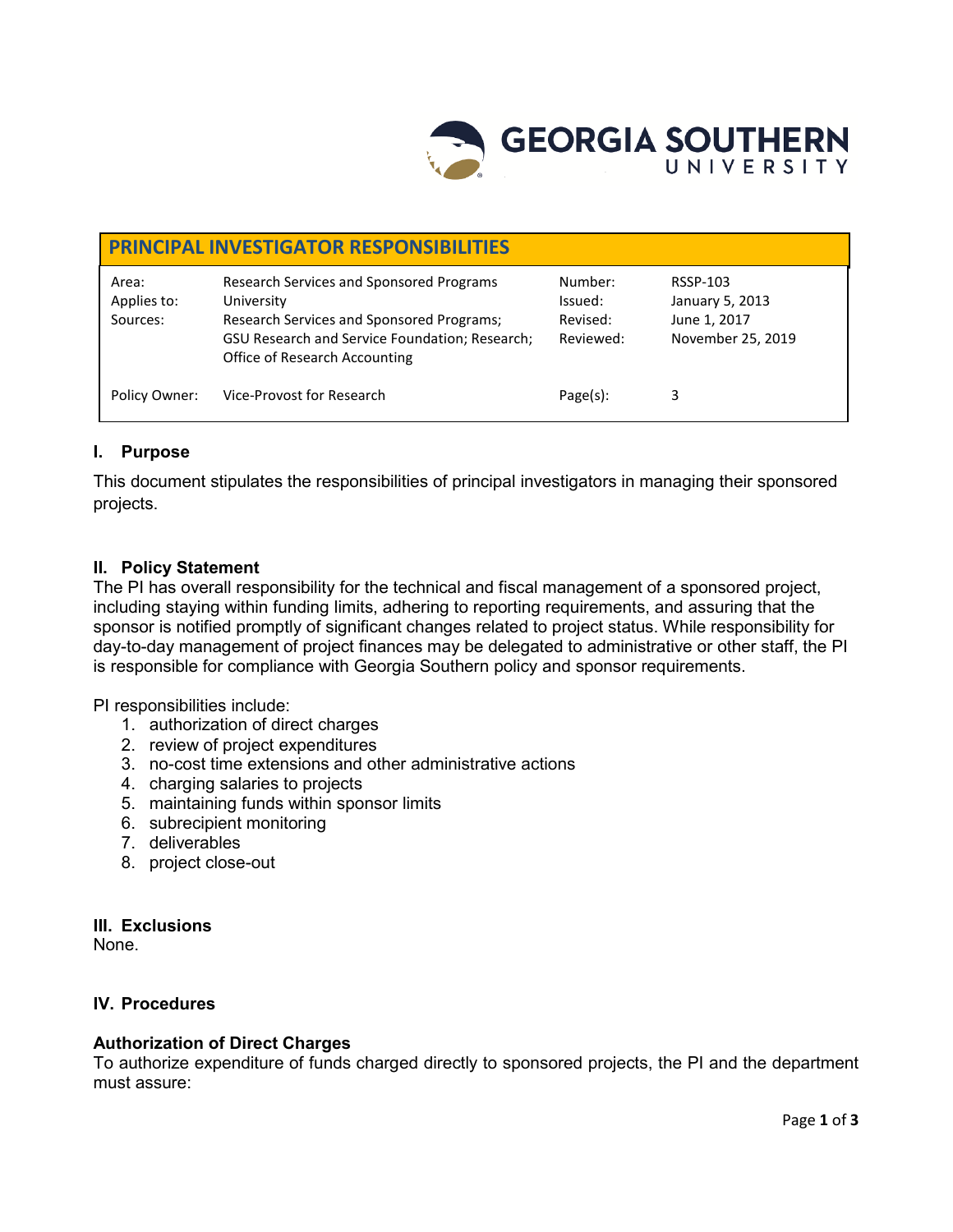# PRINCIPAL INVESTIGATOR RESPONSIBILITIES

| | | | |
|---|---|---|---|
| Area: | Research Services and Sponsored Programs | Number: | RSSP-103 |
| Applies to: | University | Issued: | January 5, 2013 |
| Sources: | Research Services and Sponsored Programs; GSU Research and Service Foundation; Research; Office of Research Accounting | Revised: | June 1, 2017 |
| | | Reviewed: | November 25, 2019 |
| Policy Owner: | Vice-Provost for Research | Page(s): | 3 |

## I. Purpose

This document stipulates the responsibilities of principal investigators in managing their sponsored projects.

## II. Policy Statement

The PI has overall responsibility for the technical and fiscal management of a sponsored project, including staying within funding limits, adhering to reporting requirements, and assuring that the sponsor is notified promptly of significant changes related to project status. While responsibility for day-to-day management of project finances may be delegated to administrative or other staff, the PI is responsible for compliance with Georgia Southern policy and sponsor requirements.

PI responsibilities include:

1. authorization of direct charges
2. review of project expenditures
3. no-cost time extensions and other administrative actions
4. charging salaries to projects
5. maintaining funds within sponsor limits
6. subrecipient monitoring
7. deliverables
8. project close-out

## III. Exclusions

None.

## IV. Procedures

### Authorization of Direct Charges

To authorize expenditure of funds charged directly to sponsored projects, the PI and the department must assure: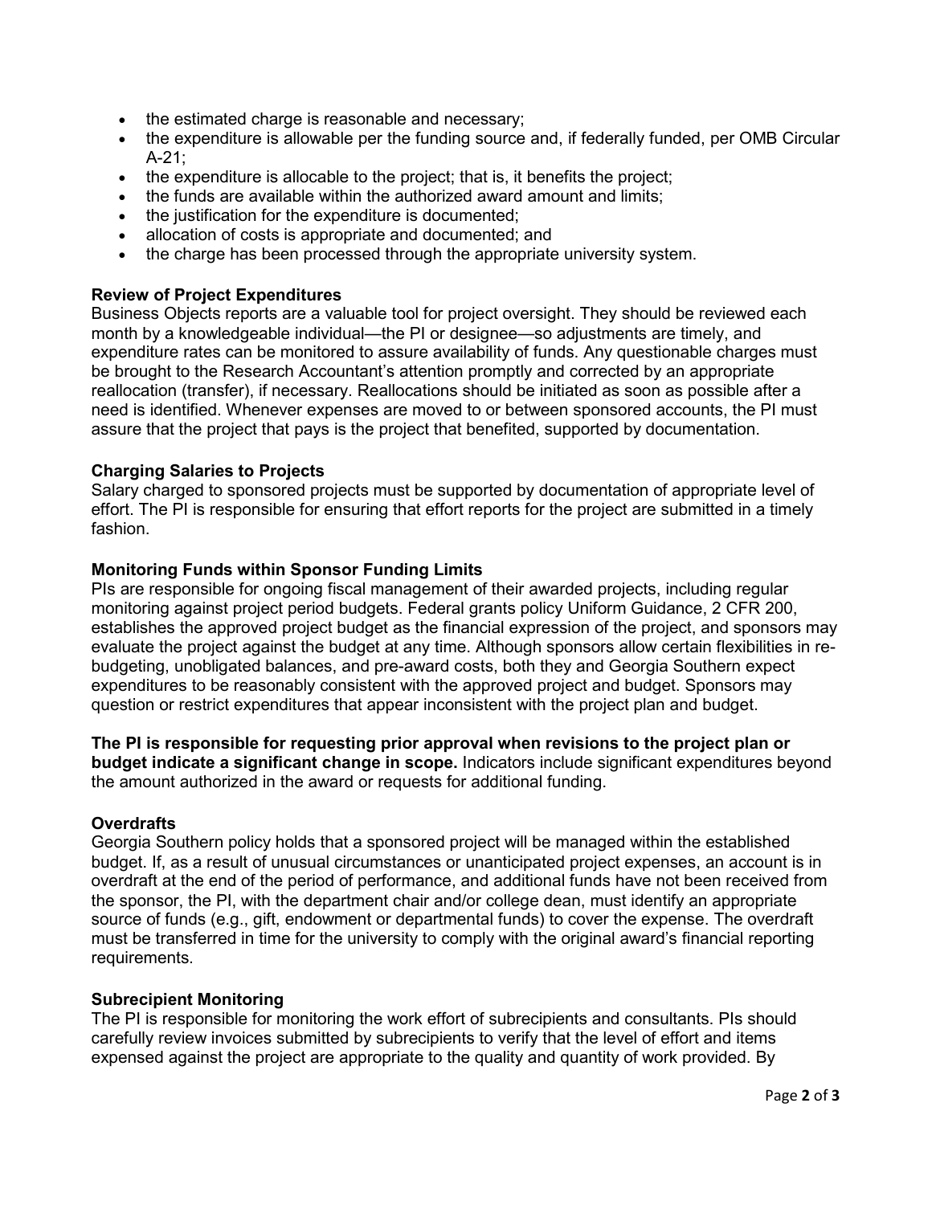- the estimated charge is reasonable and necessary;
- the expenditure is allowable per the funding source and, if federally funded, per OMB Circular A-21;
- the expenditure is allocable to the project; that is, it benefits the project;
- the funds are available within the authorized award amount and limits;
- the justification for the expenditure is documented;
- allocation of costs is appropriate and documented; and
- the charge has been processed through the appropriate university system.

**Review of Project Expenditures**

Business Objects reports are a valuable tool for project oversight. They should be reviewed each month by a knowledgeable individual—the PI or designee—so adjustments are timely, and expenditure rates can be monitored to assure availability of funds. Any questionable charges must be brought to the Research Accountant's attention promptly and corrected by an appropriate reallocation (transfer), if necessary. Reallocations should be initiated as soon as possible after a need is identified. Whenever expenses are moved to or between sponsored accounts, the PI must assure that the project that pays is the project that benefited, supported by documentation.

**Charging Salaries to Projects**

Salary charged to sponsored projects must be supported by documentation of appropriate level of effort. The PI is responsible for ensuring that effort reports for the project are submitted in a timely fashion.

**Monitoring Funds within Sponsor Funding Limits**

PIs are responsible for ongoing fiscal management of their awarded projects, including regular monitoring against project period budgets. Federal grants policy Uniform Guidance, 2 CFR 200, establishes the approved project budget as the financial expression of the project, and sponsors may evaluate the project against the budget at any time. Although sponsors allow certain flexibilities in re-budgeting, unobligated balances, and pre-award costs, both they and Georgia Southern expect expenditures to be reasonably consistent with the approved project and budget. Sponsors may question or restrict expenditures that appear inconsistent with the project plan and budget.

**The PI is responsible for requesting prior approval when revisions to the project plan or budget indicate a significant change in scope.** Indicators include significant expenditures beyond the amount authorized in the award or requests for additional funding.

**Overdrafts**

Georgia Southern policy holds that a sponsored project will be managed within the established budget. If, as a result of unusual circumstances or unanticipated project expenses, an account is in overdraft at the end of the period of performance, and additional funds have not been received from the sponsor, the PI, with the department chair and/or college dean, must identify an appropriate source of funds (e.g., gift, endowment or departmental funds) to cover the expense. The overdraft must be transferred in time for the university to comply with the original award's financial reporting requirements.

**Subrecipient Monitoring**

The PI is responsible for monitoring the work effort of subrecipients and consultants. PIs should carefully review invoices submitted by subrecipients to verify that the level of effort and items expensed against the project are appropriate to the quality and quantity of work provided. By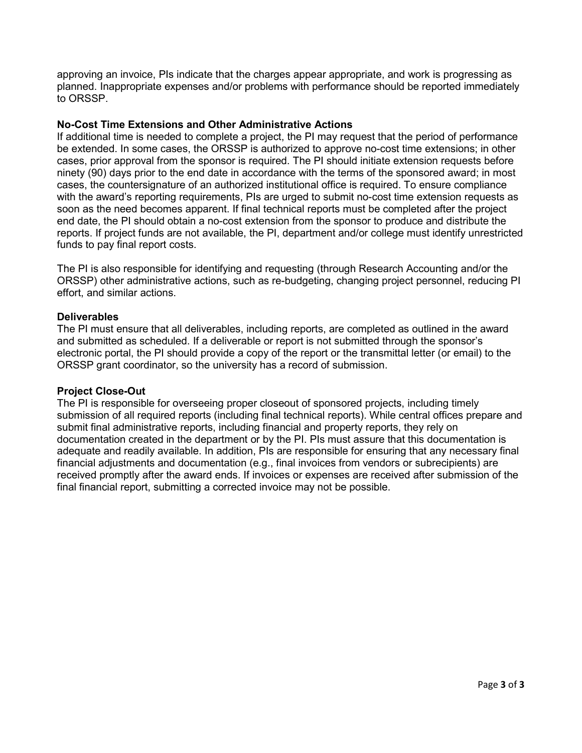approving an invoice, PIs indicate that the charges appear appropriate, and work is progressing as planned. Inappropriate expenses and/or problems with performance should be reported immediately to ORSSP.

**No-Cost Time Extensions and Other Administrative Actions**

If additional time is needed to complete a project, the PI may request that the period of performance be extended. In some cases, the ORSSP is authorized to approve no-cost time extensions; in other cases, prior approval from the sponsor is required. The PI should initiate extension requests before ninety (90) days prior to the end date in accordance with the terms of the sponsored award; in most cases, the countersignature of an authorized institutional office is required. To ensure compliance with the award's reporting requirements, PIs are urged to submit no-cost time extension requests as soon as the need becomes apparent. If final technical reports must be completed after the project end date, the PI should obtain a no-cost extension from the sponsor to produce and distribute the reports. If project funds are not available, the PI, department and/or college must identify unrestricted funds to pay final report costs.

The PI is also responsible for identifying and requesting (through Research Accounting and/or the ORSSP) other administrative actions, such as re-budgeting, changing project personnel, reducing PI effort, and similar actions.

**Deliverables**

The PI must ensure that all deliverables, including reports, are completed as outlined in the award and submitted as scheduled. If a deliverable or report is not submitted through the sponsor's electronic portal, the PI should provide a copy of the report or the transmittal letter (or email) to the ORSSP grant coordinator, so the university has a record of submission.

**Project Close-Out**

The PI is responsible for overseeing proper closeout of sponsored projects, including timely submission of all required reports (including final technical reports). While central offices prepare and submit final administrative reports, including financial and property reports, they rely on documentation created in the department or by the PI. PIs must assure that this documentation is adequate and readily available. In addition, PIs are responsible for ensuring that any necessary final financial adjustments and documentation (e.g., final invoices from vendors or subrecipients) are received promptly after the award ends. If invoices or expenses are received after submission of the final financial report, submitting a corrected invoice may not be possible.